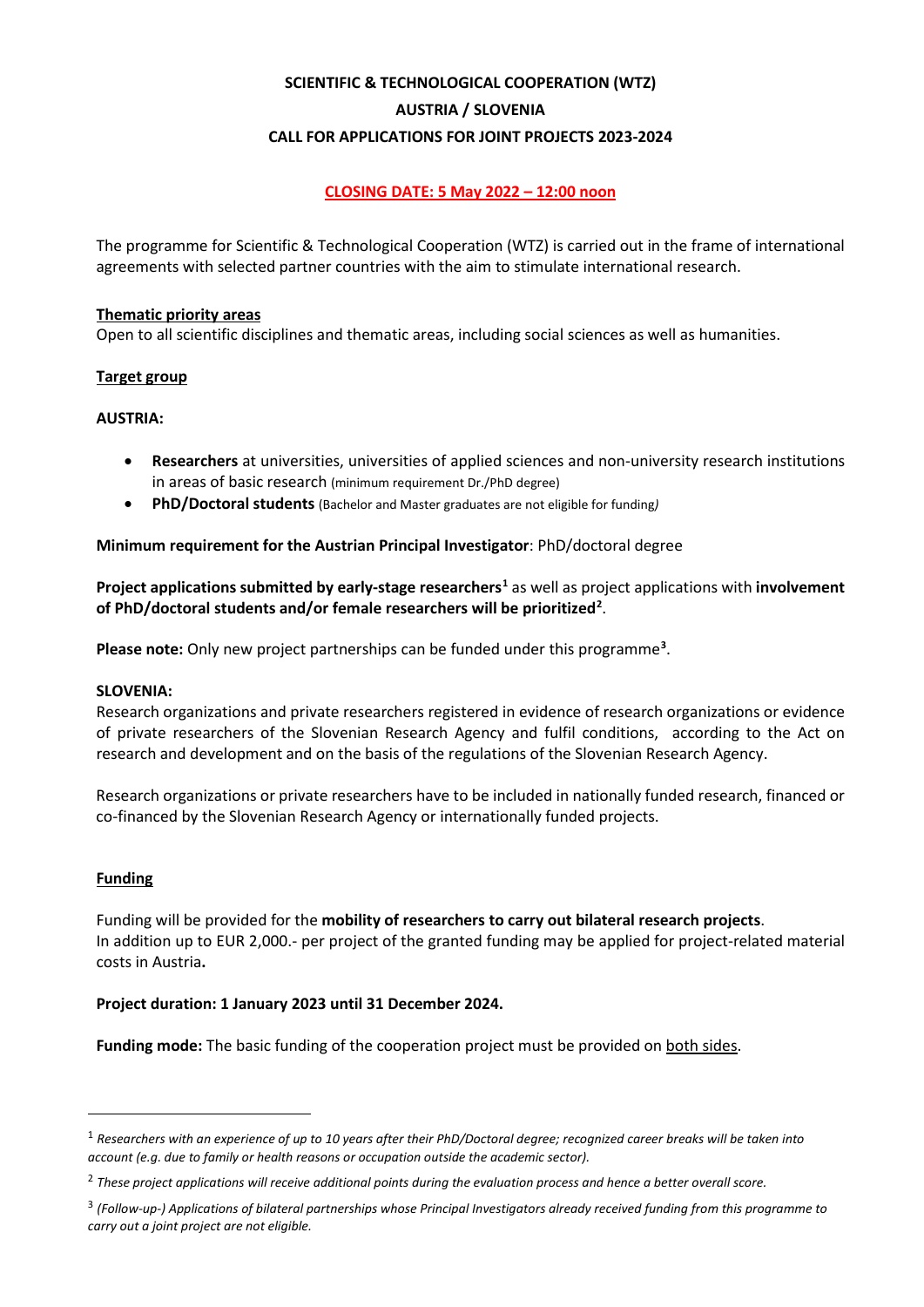# SCIENTIFIC & TECHNOLOGICAL COOPERATION (WTZ)
# AUSTRIA / SLOVENIA
# CALL FOR APPLICATIONS FOR JOINT PROJECTS 2023-2024

**CLOSING DATE: 5 May 2022 – 12:00 noon**

The programme for Scientific & Technological Cooperation (WTZ) is carried out in the frame of international agreements with selected partner countries with the aim to stimulate international research.

## Thematic priority areas

Open to all scientific disciplines and thematic areas, including social sciences as well as humanities.

## Target group

**AUSTRIA:**

- **Researchers** at universities, universities of applied sciences and non-university research institutions in areas of basic research (minimum requirement Dr./PhD degree)
- **PhD/Doctoral students** (Bachelor and Master graduates are not eligible for funding*)*

**Minimum requirement for the Austrian Principal Investigator**: PhD/doctoral degree

**Project applications submitted by early-stage researchers**[1] as well as project applications with **involvement of PhD/doctoral students and/or female researchers will be prioritized**[2].

**Please note:** Only new project partnerships can be funded under this programme[3].

**SLOVENIA:**

Research organizations and private researchers registered in evidence of research organizations or evidence of private researchers of the Slovenian Research Agency and fulfil conditions, according to the Act on research and development and on the basis of the regulations of the Slovenian Research Agency.

Research organizations or private researchers have to be included in nationally funded research, financed or co-financed by the Slovenian Research Agency or internationally funded projects.

## Funding

Funding will be provided for the **mobility of researchers to carry out bilateral research projects**.
In addition up to EUR 2,000.- per project of the granted funding may be applied for project-related material costs in Austria**.**

**Project duration: 1 January 2023 until 31 December 2024.**

**Funding mode:** The basic funding of the cooperation project must be provided on both sides.

---

[1] *Researchers with an experience of up to 10 years after their PhD/Doctoral degree; recognized career breaks will be taken into account (e.g. due to family or health reasons or occupation outside the academic sector).*

[2] *These project applications will receive additional points during the evaluation process and hence a better overall score.*

[3] *(Follow-up-) Applications of bilateral partnerships whose Principal Investigators already received funding from this programme to carry out a joint project are not eligible.*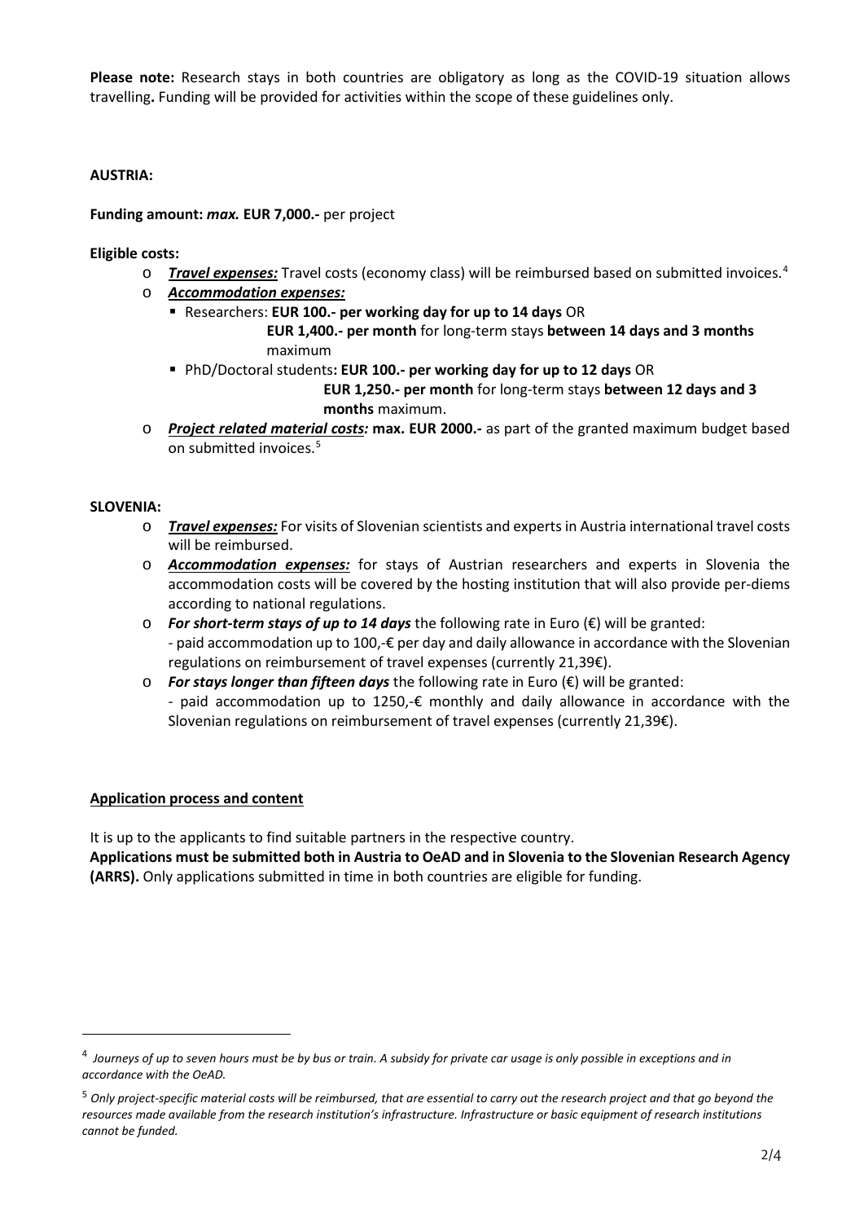**Please note:** Research stays in both countries are obligatory as long as the COVID-19 situation allows travelling**.** Funding will be provided for activities within the scope of these guidelines only.

**AUSTRIA:**

**Funding amount:** ***max.*** **EUR 7,000.-** per project

**Eligible costs:**

- ***Travel expenses:*** Travel costs (economy class) will be reimbursed based on submitted invoices.[4]
- ***Accommodation expenses:***
  - Researchers: **EUR 100.- per working day for up to 14 days** OR
    **EUR 1,400.- per month** for long-term stays **between 14 days and 3 months** maximum
  - PhD/Doctoral students**: EUR 100.- per working day for up to 12 days** OR
    **EUR 1,250.- per month** for long-term stays **between 12 days and 3 months** maximum.
- ***Project related material costs:*** **max. EUR 2000.-** as part of the granted maximum budget based on submitted invoices.[5]

**SLOVENIA:**

- ***Travel expenses:*** For visits of Slovenian scientists and experts in Austria international travel costs will be reimbursed.
- ***Accommodation expenses:*** for stays of Austrian researchers and experts in Slovenia the accommodation costs will be covered by the hosting institution that will also provide per-diems according to national regulations.
- ***For short-term stays of up to 14 days*** the following rate in Euro (€) will be granted:
  - paid accommodation up to 100,-€ per day and daily allowance in accordance with the Slovenian regulations on reimbursement of travel expenses (currently 21,39€).
- ***For stays longer than fifteen days*** the following rate in Euro (€) will be granted:
  - paid accommodation up to 1250,-€ monthly and daily allowance in accordance with the Slovenian regulations on reimbursement of travel expenses (currently 21,39€).

**Application process and content**

It is up to the applicants to find suitable partners in the respective country.

**Applications must be submitted both in Austria to OeAD and in Slovenia to the Slovenian Research Agency (ARRS).** Only applications submitted in time in both countries are eligible for funding.

---

[4] *Journeys of up to seven hours must be by bus or train. A subsidy for private car usage is only possible in exceptions and in accordance with the OeAD.*

[5] *Only project-specific material costs will be reimbursed, that are essential to carry out the research project and that go beyond the resources made available from the research institution's infrastructure. Infrastructure or basic equipment of research institutions cannot be funded.*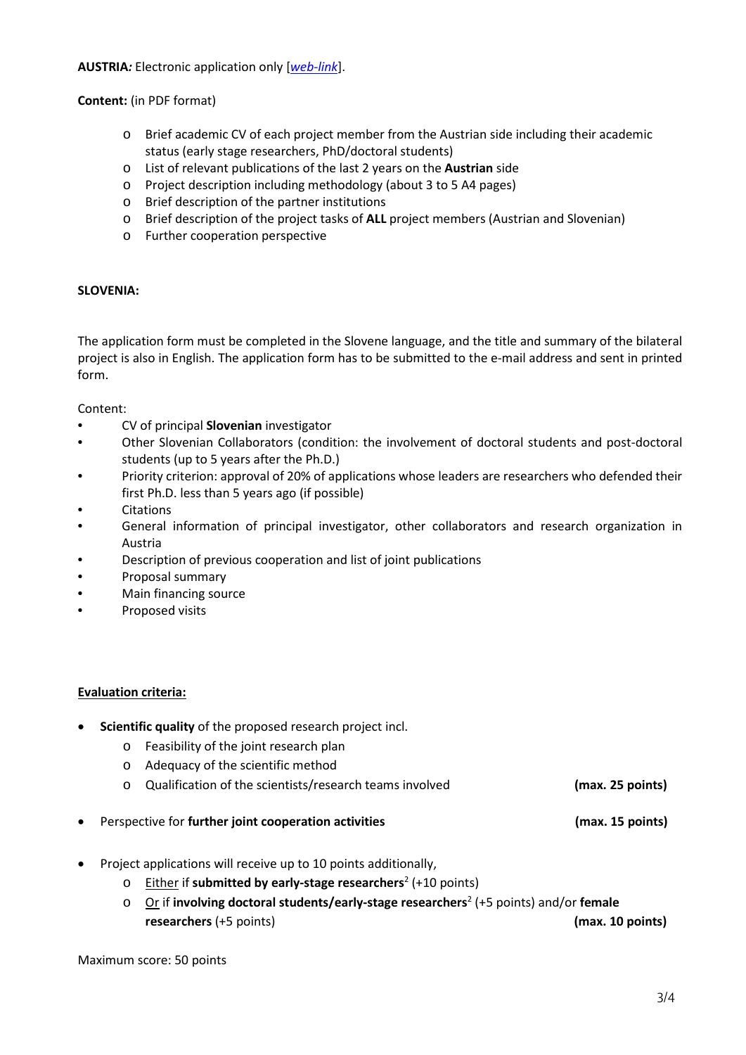**AUSTRIA*:*** Electronic application only [*web-link*].

**Content:** (in PDF format)

- Brief academic CV of each project member from the Austrian side including their academic status (early stage researchers, PhD/doctoral students)
- List of relevant publications of the last 2 years on the **Austrian** side
- Project description including methodology (about 3 to 5 A4 pages)
- Brief description of the partner institutions
- Brief description of the project tasks of **ALL** project members (Austrian and Slovenian)
- Further cooperation perspective

**SLOVENIA:**

The application form must be completed in the Slovene language, and the title and summary of the bilateral project is also in English. The application form has to be submitted to the e-mail address and sent in printed form.

Content:

- CV of principal **Slovenian** investigator
- Other Slovenian Collaborators (condition: the involvement of doctoral students and post-doctoral students (up to 5 years after the Ph.D.)
- Priority criterion: approval of 20% of applications whose leaders are researchers who defended their first Ph.D. less than 5 years ago (if possible)
- Citations
- General information of principal investigator, other collaborators and research organization in Austria
- Description of previous cooperation and list of joint publications
- Proposal summary
- Main financing source
- Proposed visits

**Evaluation criteria:**

- **Scientific quality** of the proposed research project incl.
  - Feasibility of the joint research plan
  - Adequacy of the scientific method
  - Qualification of the scientists/research teams involved **(max. 25 points)**
- Perspective for **further joint cooperation activities** **(max. 15 points)**
- Project applications will receive up to 10 points additionally,
  - Either if **submitted by early-stage researchers**[2] (+10 points)
  - Or if **involving doctoral students/early-stage researchers**[2] (+5 points) and/or **female researchers** (+5 points) **(max. 10 points)**

Maximum score: 50 points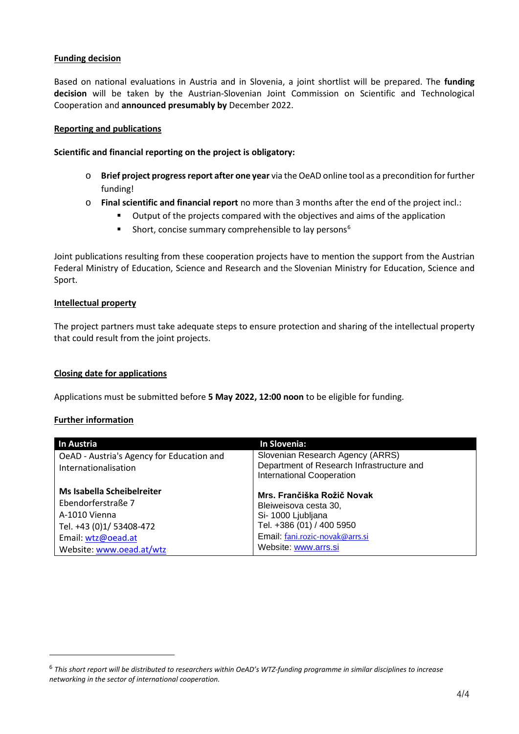**Funding decision**

Based on national evaluations in Austria and in Slovenia, a joint shortlist will be prepared. The **funding decision** will be taken by the Austrian-Slovenian Joint Commission on Scientific and Technological Cooperation and **announced presumably by** December 2022.

**Reporting and publications**

**Scientific and financial reporting on the project is obligatory:**

- **Brief project progress report after one year** via the OeAD online tool as a precondition for further funding!
- **Final scientific and financial report** no more than 3 months after the end of the project incl.:
  - Output of the projects compared with the objectives and aims of the application
  - Short, concise summary comprehensible to lay persons[6]

Joint publications resulting from these cooperation projects have to mention the support from the Austrian Federal Ministry of Education, Science and Research and the Slovenian Ministry for Education, Science and Sport.

**Intellectual property**

The project partners must take adequate steps to ensure protection and sharing of the intellectual property that could result from the joint projects.

**Closing date for applications**

Applications must be submitted before **5 May 2022, 12:00 noon** to be eligible for funding.

**Further information**

| In Austria | In Slovenia: |
|---|---|
| OeAD - Austria's Agency for Education and Internationalisation<br><br>**Ms Isabella Scheibelreiter**<br>Ebendorferstraße 7<br>A-1010 Vienna<br>Tel. +43 (0)1/ 53408-472<br>Email: wtz@oead.at<br>Website: www.oead.at/wtz | Slovenian Research Agency (ARRS)<br>Department of Research Infrastructure and International Cooperation<br><br>**Mrs. Frančiška Rožič Novak**<br>Bleiweisova cesta 30,<br>Si- 1000 Ljubljana<br>Tel. +386 (01) / 400 5950<br>Email: fani.rozic-novak@arrs.si<br>Website: www.arrs.si |

---

[6] *This short report will be distributed to researchers within OeAD's WTZ-funding programme in similar disciplines to increase networking in the sector of international cooperation.*